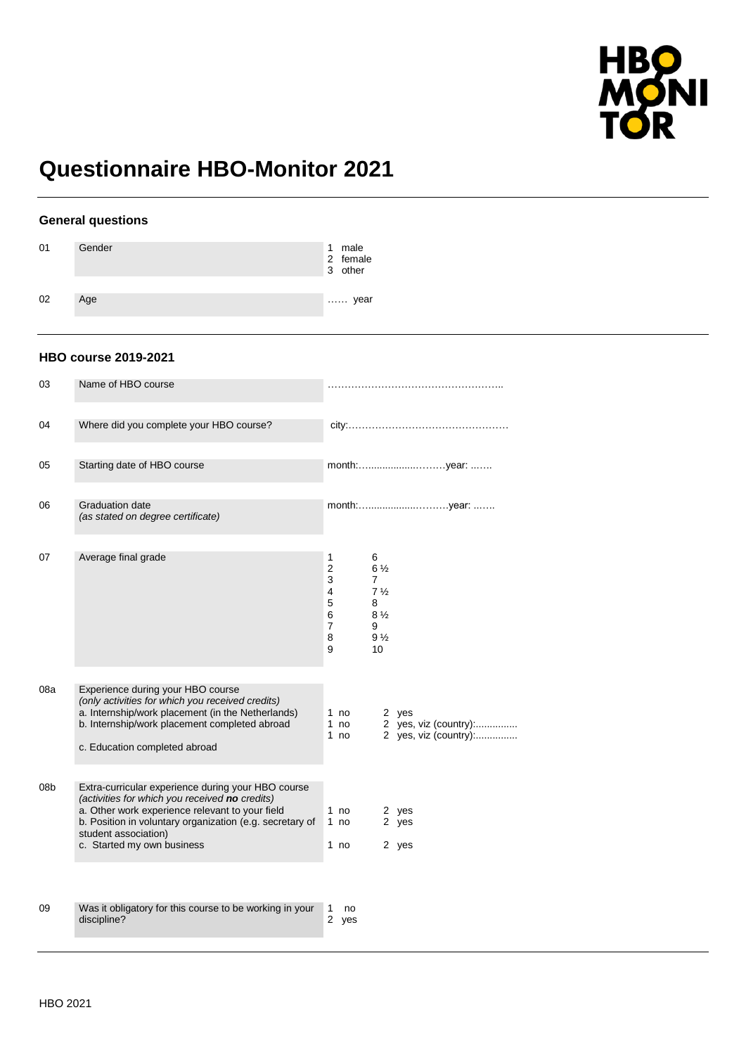HBO MONITOR

# Questionnaire HBO-Monitor 2021

## General questions

| | | |
|---|---|---|
| 01 | Gender | 1 male<br>2 female<br>3 other |
| 02 | Age | …… year |

## HBO course 2019-2021

| | | |
|---|---|---|
| 03 | Name of HBO course | …………………………………………….. |
| 04 | Where did you complete your HBO course? | city:………………………………………… |
| 05 | Starting date of HBO course | month:……………….………year: ……. |
| 06 | Graduation date<br>*(as stated on degree certificate)* | month:……………….………year: ……. |
| 07 | Average final grade | 1 6<br>2 6 ½<br>3 7<br>4 7 ½<br>5 8<br>6 8 ½<br>7 9<br>8 9 ½<br>9 10 |
| 08a | Experience during your HBO course<br>*(only activities for which you received credits)*<br>a. Internship/work placement (in the Netherlands)<br>b. Internship/work placement completed abroad<br>c. Education completed abroad | <br><br>1 no 2 yes<br>1 no 2 yes, viz (country):……………<br>1 no 2 yes, viz (country):…………… |
| 08b | Extra-curricular experience during your HBO course<br>*(activities for which you received **no** credits)*<br>a. Other work experience relevant to your field<br>b. Position in voluntary organization (e.g. secretary of student association)<br>c. Started my own business | <br><br>1 no 2 yes<br>1 no 2 yes<br><br>1 no 2 yes |
| 09 | Was it obligatory for this course to be working in your discipline? | 1 no<br>2 yes |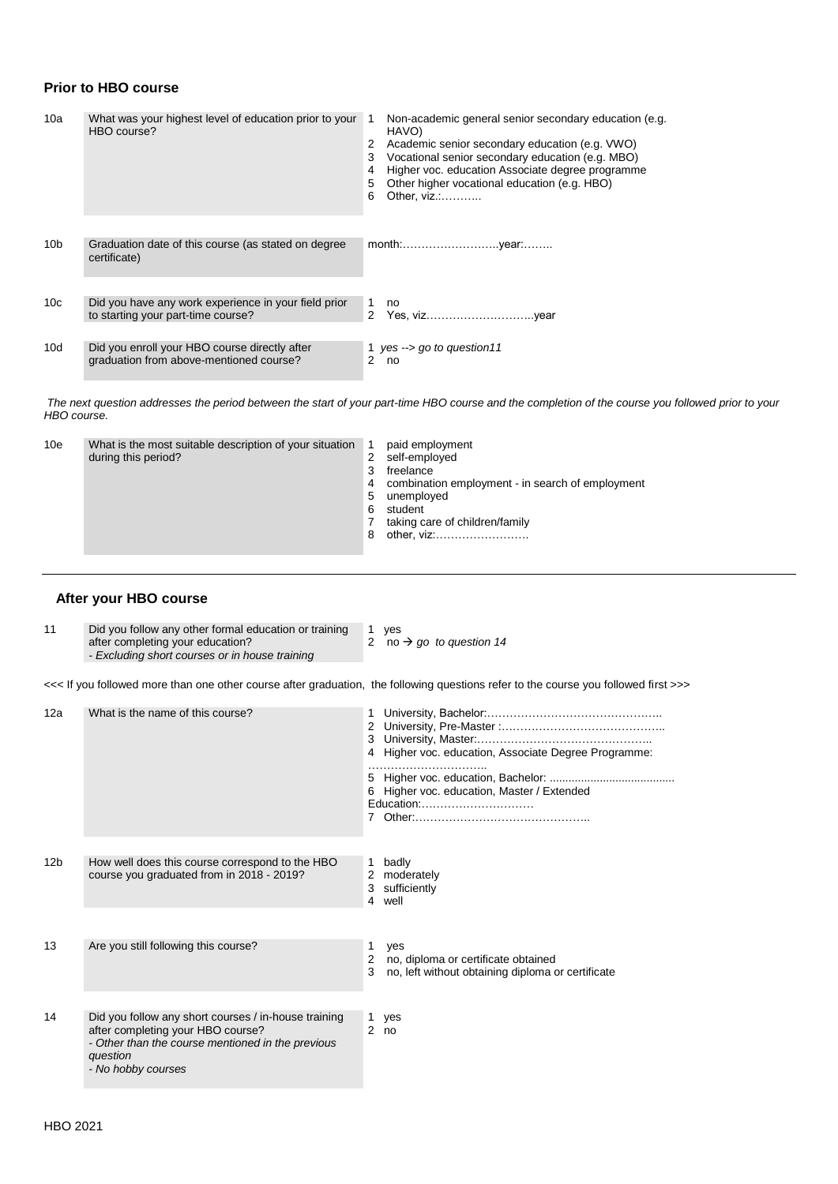## Prior to HBO course

| | | |
|---|---|---|
| 10a | What was your highest level of education prior to your HBO course? | 1 Non-academic general senior secondary education (e.g. HAVO)<br>2 Academic senior secondary education (e.g. VWO)<br>3 Vocational senior secondary education (e.g. MBO)<br>4 Higher voc. education Associate degree programme<br>5 Other higher vocational education (e.g. HBO)<br>6 Other, viz.:……….. |
| 10b | Graduation date of this course (as stated on degree certificate) | month:……………………..year:…….. |
| 10c | Did you have any work experience in your field prior to starting your part-time course? | 1 no<br>2 Yes, viz………………………..year |
| 10d | Did you enroll your HBO course directly after graduation from above-mentioned course? | 1 *yes --> go to question11*<br>2 no |

*The next question addresses the period between the start of your part-time HBO course and the completion of the course you followed prior to your HBO course.*

| | | |
|---|---|---|
| 10e | What is the most suitable description of your situation during this period? | 1 paid employment<br>2 self-employed<br>3 freelance<br>4 combination employment - in search of employment<br>5 unemployed<br>6 student<br>7 taking care of children/family<br>8 other, viz:……………………. |

## After your HBO course

| | | |
|---|---|---|
| 11 | Did you follow any other formal education or training after completing your education?<br>*- Excluding short courses or in house training* | 1 yes<br>2 no → *go to question 14* |

<<< If you followed more than one other course after graduation, the following questions refer to the course you followed first >>>

| | | |
|---|---|---|
| 12a | What is the name of this course? | 1 University, Bachelor:………………………………………..<br>2 University, Pre-Master :……………………………………..<br>3 University, Master:………………………………………..<br>4 Higher voc. education, Associate Degree Programme: …………………………..<br>5 Higher voc. education, Bachelor: .......................................<br>6 Higher voc. education, Master / Extended Education:…………………………<br>7 Other:……………………………………….. |
| 12b | How well does this course correspond to the HBO course you graduated from in 2018 - 2019? | 1 badly<br>2 moderately<br>3 sufficiently<br>4 well |
| 13 | Are you still following this course? | 1 yes<br>2 no, diploma or certificate obtained<br>3 no, left without obtaining diploma or certificate |
| 14 | Did you follow any short courses / in-house training after completing your HBO course?<br>*- Other than the course mentioned in the previous question*<br>*- No hobby courses* | 1 yes<br>2 no |

HBO 2021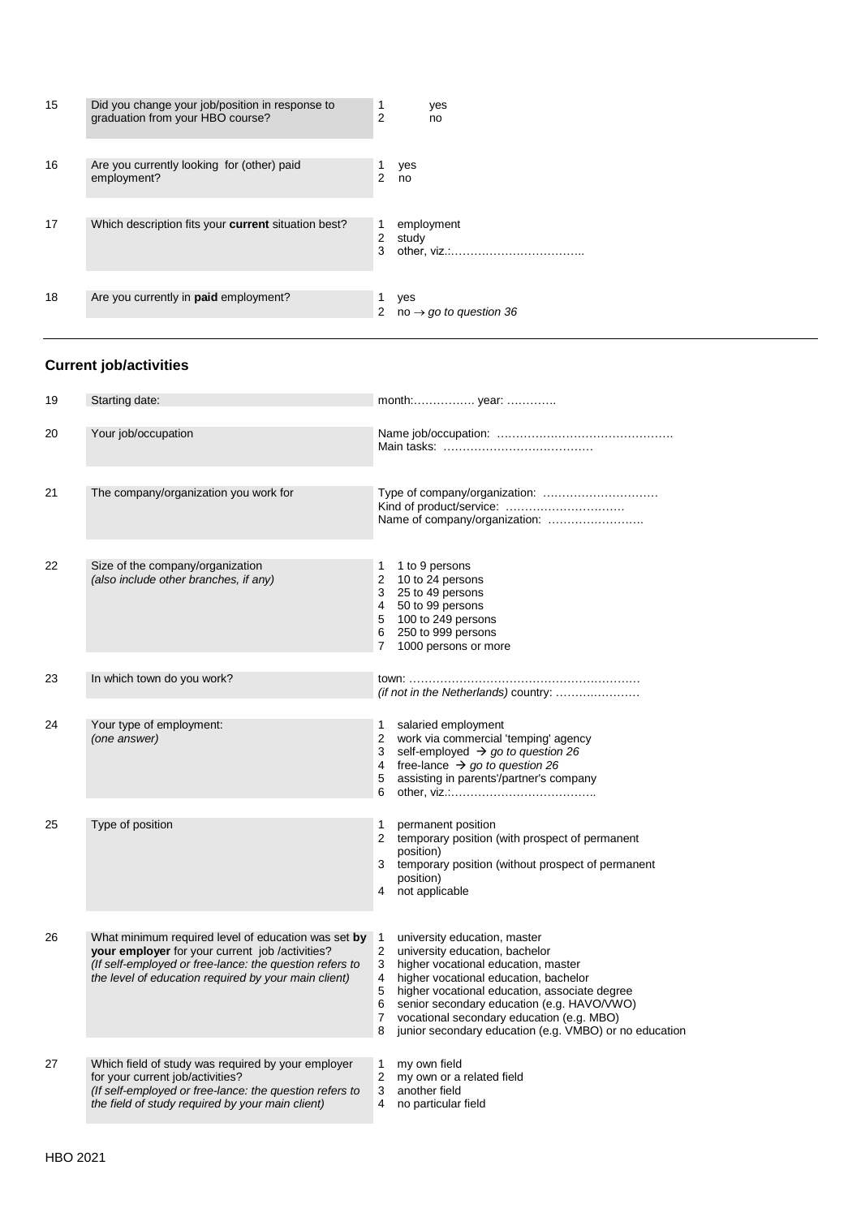| | | |
|---|---|---|
| 15 | Did you change your job/position in response to graduation from your HBO course? | 1 yes<br>2 no |
| 16 | Are you currently looking for (other) paid employment? | 1 yes<br>2 no |
| 17 | Which description fits your **current** situation best? | 1 employment<br>2 study<br>3 other, viz.:…………………………….. |
| 18 | Are you currently in **paid** employment? | 1 yes<br>2 no → *go to question 36* |

## Current job/activities

| | | |
|---|---|---|
| 19 | Starting date: | month:……………. year: …………. |
| 20 | Your job/occupation | Name job/occupation: ……………………………………….<br>Main tasks: ………………………………… |
| 21 | The company/organization you work for | Type of company/organization: …………………………<br>Kind of product/service: ………………………….<br>Name of company/organization: ……………………. |
| 22 | Size of the company/organization<br>*(also include other branches, if any)* | 1 1 to 9 persons<br>2 10 to 24 persons<br>3 25 to 49 persons<br>4 50 to 99 persons<br>5 100 to 249 persons<br>6 250 to 999 persons<br>7 1000 persons or more |
| 23 | In which town do you work? | town: …………………………………………………<br>*(if not in the Netherlands)* country: ………………… |
| 24 | Your type of employment:<br>*(one answer)* | 1 salaried employment<br>2 work via commercial 'temping' agency<br>3 self-employed → *go to question 26*<br>4 free-lance → *go to question 26*<br>5 assisting in parents'/partner's company<br>6 other, viz.:……………………………….. |
| 25 | Type of position | 1 permanent position<br>2 temporary position (with prospect of permanent position)<br>3 temporary position (without prospect of permanent position)<br>4 not applicable |
| 26 | What minimum required level of education was set **by your employer** for your current job /activities?<br>*(If self-employed or free-lance: the question refers to the level of education required by your main client)* | 1 university education, master<br>2 university education, bachelor<br>3 higher vocational education, master<br>4 higher vocational education, bachelor<br>5 higher vocational education, associate degree<br>6 senior secondary education (e.g. HAVO/VWO)<br>7 vocational secondary education (e.g. MBO)<br>8 junior secondary education (e.g. VMBO) or no education |
| 27 | Which field of study was required by your employer for your current job/activities?<br>*(If self-employed or free-lance: the question refers to the field of study required by your main client)* | 1 my own field<br>2 my own or a related field<br>3 another field<br>4 no particular field |

HBO 2021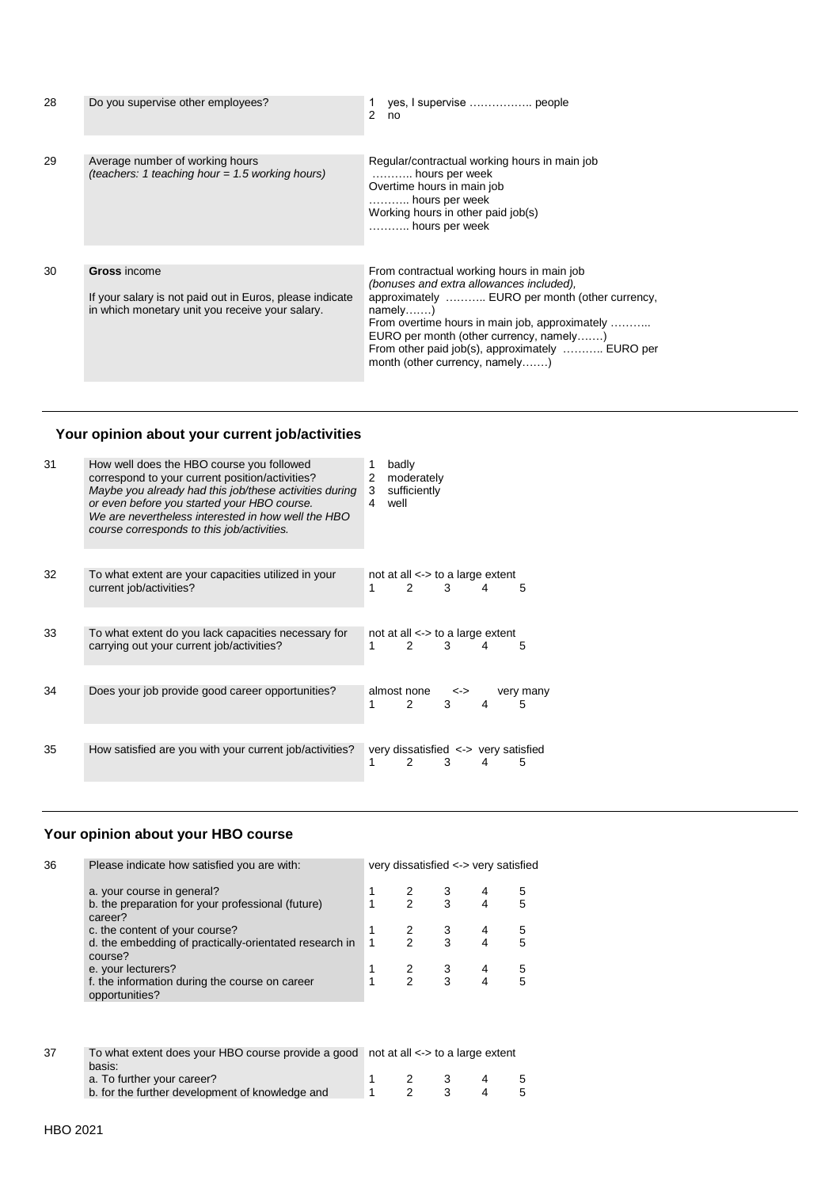| | | |
|---|---|---|
| 28 | Do you supervise other employees? | 1 yes, I supervise …………….. people<br>2 no |
| 29 | Average number of working hours<br>*(teachers: 1 teaching hour = 1.5 working hours)* | Regular/contractual working hours in main job<br>……….. hours per week<br>Overtime hours in main job<br>……….. hours per week<br>Working hours in other paid job(s)<br>……….. hours per week |
| 30 | **Gross** income<br><br>If your salary is not paid out in Euros, please indicate in which monetary unit you receive your salary. | From contractual working hours in main job *(bonuses and extra allowances included),* approximately ……….. EURO per month (other currency, namely…….)<br>From overtime hours in main job, approximately ……….. EURO per month (other currency, namely…….)<br>From other paid job(s), approximately ……….. EURO per month (other currency, namely…….) |

## Your opinion about your current job/activities

| | | |
|---|---|---|
| 31 | How well does the HBO course you followed correspond to your current position/activities?<br>*Maybe you already had this job/these activities during or even before you started your HBO course. We are nevertheless interested in how well the HBO course corresponds to this job/activities.* | 1 badly<br>2 moderately<br>3 sufficiently<br>4 well |
| 32 | To what extent are your capacities utilized in your current job/activities? | not at all <-> to a large extent<br>1 2 3 4 5 |
| 33 | To what extent do you lack capacities necessary for carrying out your current job/activities? | not at all <-> to a large extent<br>1 2 3 4 5 |
| 34 | Does your job provide good career opportunities? | almost none <-> very many<br>1 2 3 4 5 |
| 35 | How satisfied are you with your current job/activities? | very dissatisfied <-> very satisfied<br>1 2 3 4 5 |

## Your opinion about your HBO course

| | | | | | | |
|---|---|---|---|---|---|---|
| 36 | Please indicate how satisfied you are with: | very dissatisfied <-> very satisfied | | | | |
| | a. your course in general? | 1 | 2 | 3 | 4 | 5 |
| | b. the preparation for your professional (future) career? | 1 | 2 | 3 | 4 | 5 |
| | c. the content of your course? | 1 | 2 | 3 | 4 | 5 |
| | d. the embedding of practically-orientated research in course? | 1 | 2 | 3 | 4 | 5 |
| | e. your lecturers? | 1 | 2 | 3 | 4 | 5 |
| | f. the information during the course on career opportunities? | 1 | 2 | 3 | 4 | 5 |

| | | | | | | |
|---|---|---|---|---|---|---|
| 37 | To what extent does your HBO course provide a good basis: | not at all <-> to a large extent | | | | |
| | a. To further your career? | 1 | 2 | 3 | 4 | 5 |
| | b. for the further development of knowledge and | 1 | 2 | 3 | 4 | 5 |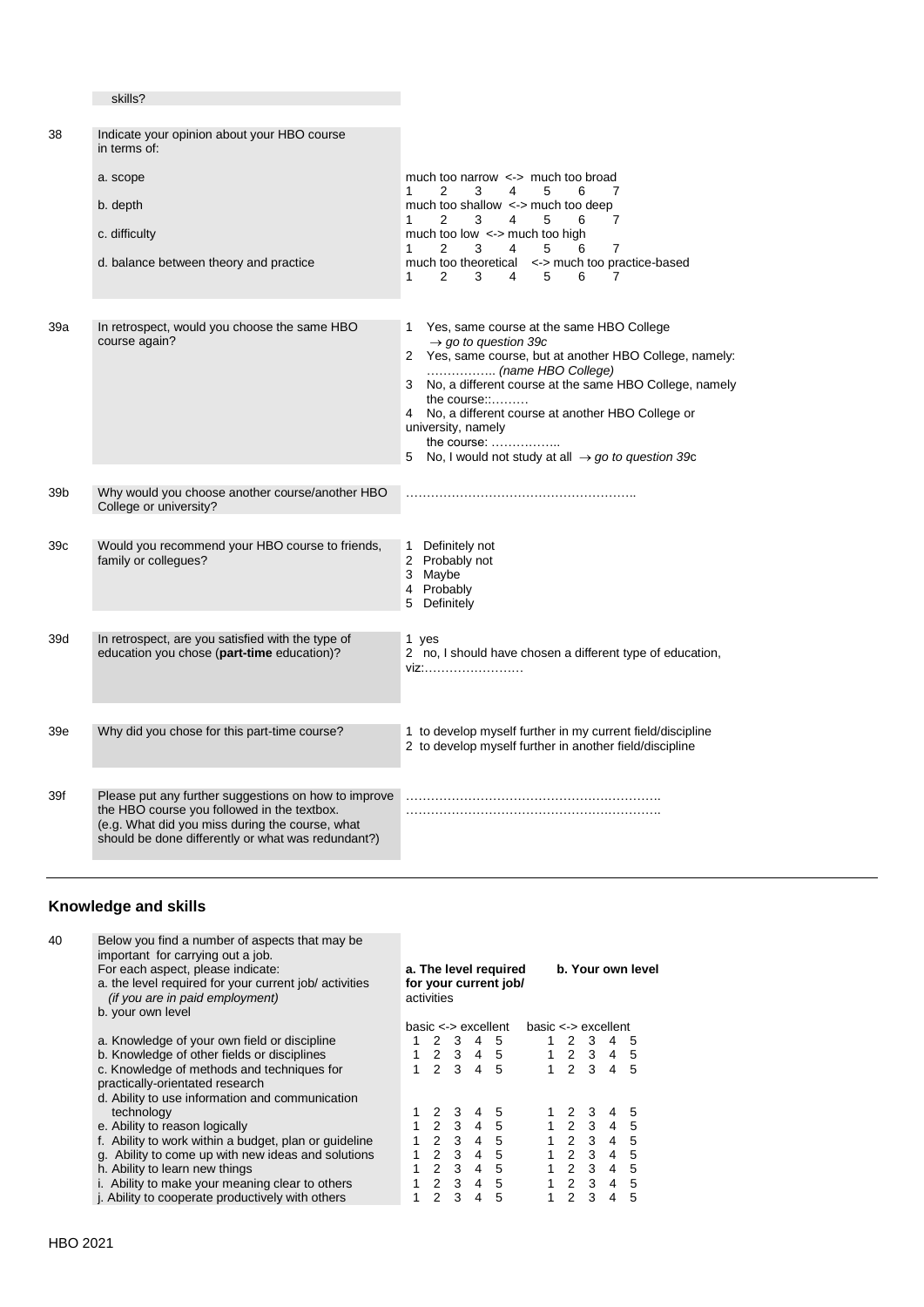skills?

| | | |
|---|---|---|
| 38 | Indicate your opinion about your HBO course in terms of: | |
| | a. scope | much too narrow <-> much too broad<br>1 2 3 4 5 6 7 |
| | b. depth | much too shallow <-> much too deep<br>1 2 3 4 5 6 7 |
| | c. difficulty | much too low <-> much too high<br>1 2 3 4 5 6 7 |
| | d. balance between theory and practice | much too theoretical <-> much too practice-based<br>1 2 3 4 5 6 7 |
| 39a | In retrospect, would you choose the same HBO course again? | 1 Yes, same course at the same HBO College<br>*→ go to question 39c*<br>2 Yes, same course, but at another HBO College, namely: …………….. *(name HBO College)*<br>3 No, a different course at the same HBO College, namely the course::………<br>4 No, a different course at another HBO College or university, namely<br>the course: ……………..<br>5 No, I would not study at all *→ go to question 39c* |
| 39b | Why would you choose another course/another HBO College or university? | ……………………………………………….. |
| 39c | Would you recommend your HBO course to friends, family or collegues? | 1 Definitely not<br>2 Probably not<br>3 Maybe<br>4 Probably<br>5 Definitely |
| 39d | In retrospect, are you satisfied with the type of education you chose (**part-time** education)? | 1 yes<br>2 no, I should have chosen a different type of education, viz:…………………… |
| 39e | Why did you chose for this part-time course? | 1 to develop myself further in my current field/discipline<br>2 to develop myself further in another field/discipline |
| 39f | Please put any further suggestions on how to improve the HBO course you followed in the textbox.<br>(e.g. What did you miss during the course, what should be done differently or what was redundant?) | …………………………………………………….<br>……………………………………………………. |

## Knowledge and skills

40 Below you find a number of aspects that may be important for carrying out a job.
For each aspect, please indicate:
a. the level required for your current job/ activities
*(if you are in paid employment)*
b. your own level

| | **a. The level required for your current job/ activities**<br>basic <-> excellent | **b. Your own level**<br>basic <-> excellent |
|---|---|---|
| a. Knowledge of your own field or discipline | 1 2 3 4 5 | 1 2 3 4 5 |
| b. Knowledge of other fields or disciplines | 1 2 3 4 5 | 1 2 3 4 5 |
| c. Knowledge of methods and techniques for practically-orientated research | 1 2 3 4 5 | 1 2 3 4 5 |
| d. Ability to use information and communication technology | 1 2 3 4 5 | 1 2 3 4 5 |
| e. Ability to reason logically | 1 2 3 4 5 | 1 2 3 4 5 |
| f. Ability to work within a budget, plan or guideline | 1 2 3 4 5 | 1 2 3 4 5 |
| g. Ability to come up with new ideas and solutions | 1 2 3 4 5 | 1 2 3 4 5 |
| h. Ability to learn new things | 1 2 3 4 5 | 1 2 3 4 5 |
| i. Ability to make your meaning clear to others | 1 2 3 4 5 | 1 2 3 4 5 |
| j. Ability to cooperate productively with others | 1 2 3 4 5 | 1 2 3 4 5 |

HBO 2021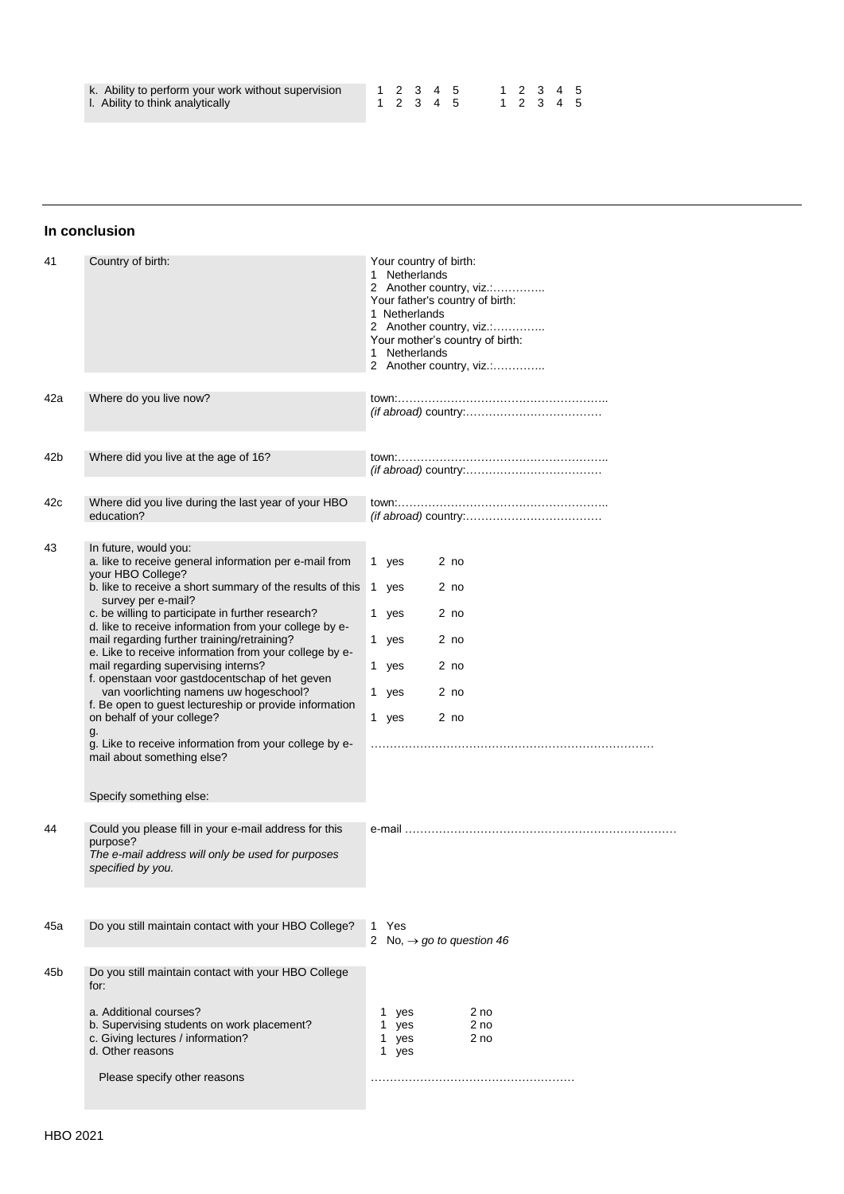| | | |
|---|---|---|
| k. Ability to perform your work without supervision | 1 2 3 4 5 | 1 2 3 4 5 |
| l. Ability to think analytically | 1 2 3 4 5 | 1 2 3 4 5 |

## In conclusion

| No. | Question | Answer |
|---|---|---|
| 41 | Country of birth: | Your country of birth:<br>1 Netherlands<br>2 Another country, viz.:…………..<br>Your father's country of birth:<br>1 Netherlands<br>2 Another country, viz.:…………..<br>Your mother's country of birth:<br>1 Netherlands<br>2 Another country, viz.:………….. |
| 42a | Where do you live now? | town:………………………………………………..<br>*(if abroad)* country:……………………………… |
| 42b | Where did you live at the age of 16? | town:………………………………………………..<br>*(if abroad)* country:……………………………… |
| 42c | Where did you live during the last year of your HBO education? | town:………………………………………………..<br>*(if abroad)* country:……………………………… |
| 43 | In future, would you: | |
| | a. like to receive general information per e-mail from your HBO College? | 1 yes 2 no |
| | b. like to receive a short summary of the results of this survey per e-mail? | 1 yes 2 no |
| | c. be willing to participate in further research? | 1 yes 2 no |
| | d. like to receive information from your college by e-mail regarding further training/retraining? | 1 yes 2 no |
| | e. Like to receive information from your college by e-mail regarding supervising interns? | 1 yes 2 no |
| | f. openstaan voor gastdocentschap of het geven van voorlichting namens uw hogeschool? | 1 yes 2 no |
| | f. Be open to guest lectureship or provide information on behalf of your college? | 1 yes 2 no |
| | g.<br>g. Like to receive information from your college by e-mail about something else? | ………………………………………………………………… |
| | Specify something else: | |
| 44 | Could you please fill in your e-mail address for this purpose?<br>*The e-mail address will only be used for purposes specified by you.* | e-mail ……………………………………………………………… |
| 45a | Do you still maintain contact with your HBO College? | 1 Yes<br>2 No, → *go to question 46* |
| 45b | Do you still maintain contact with your HBO College for: | |
| | a. Additional courses? | 1 yes 2 no |
| | b. Supervising students on work placement? | 1 yes 2 no |
| | c. Giving lectures / information? | 1 yes 2 no |
| | d. Other reasons | 1 yes |
| | Please specify other reasons | ……………………………………………… |

HBO 2021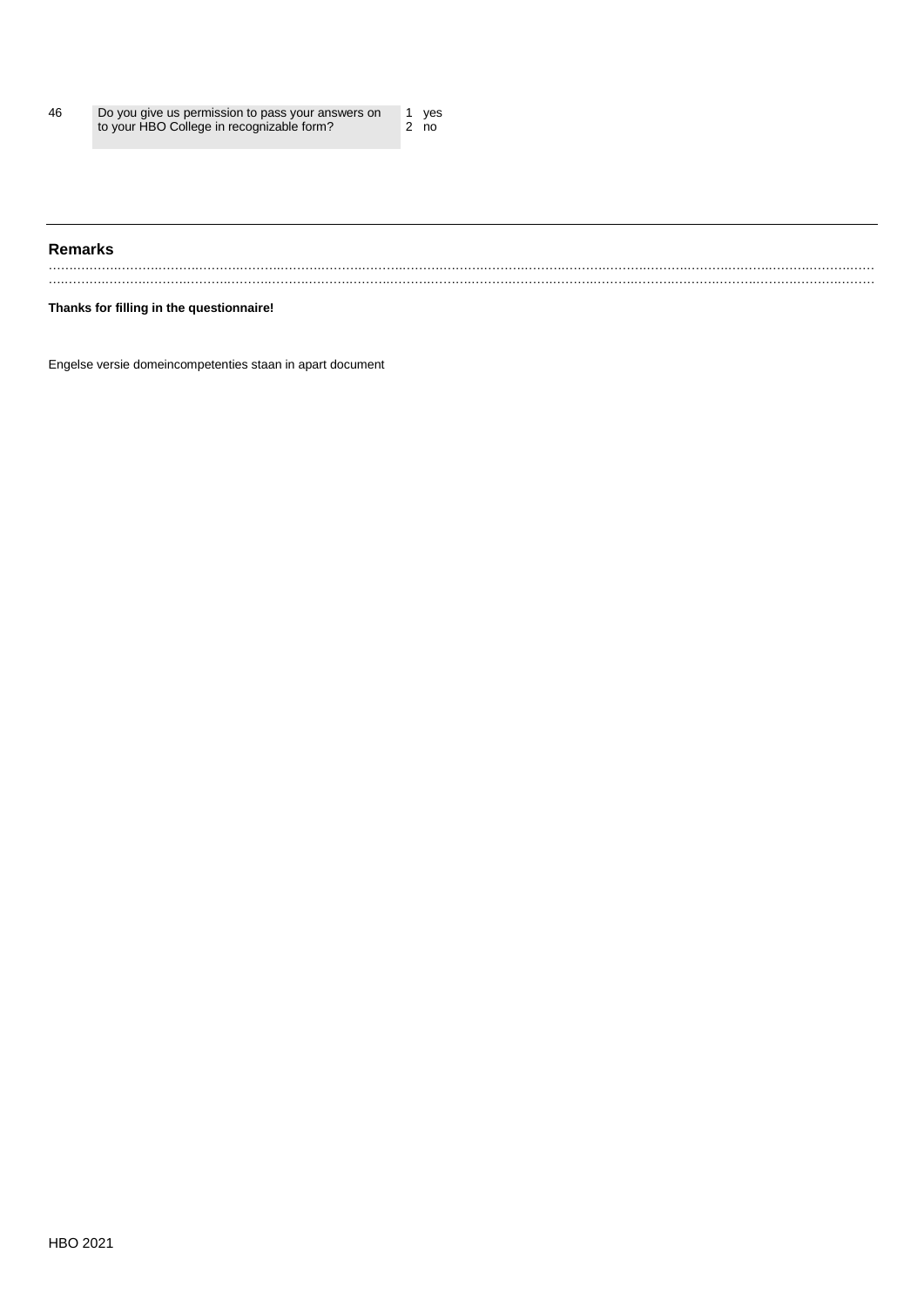| | | |
|---|---|---|
| 46 | Do you give us permission to pass your answers on to your HBO College in recognizable form? | 1 yes<br>2 no |

## Remarks

……………………………………………………………………………………………………………………………………………………………………………………
……………………………………………………………………………………………………………………………………………………………………………………

**Thanks for filling in the questionnaire!**

Engelse versie domeincompetenties staan in apart document